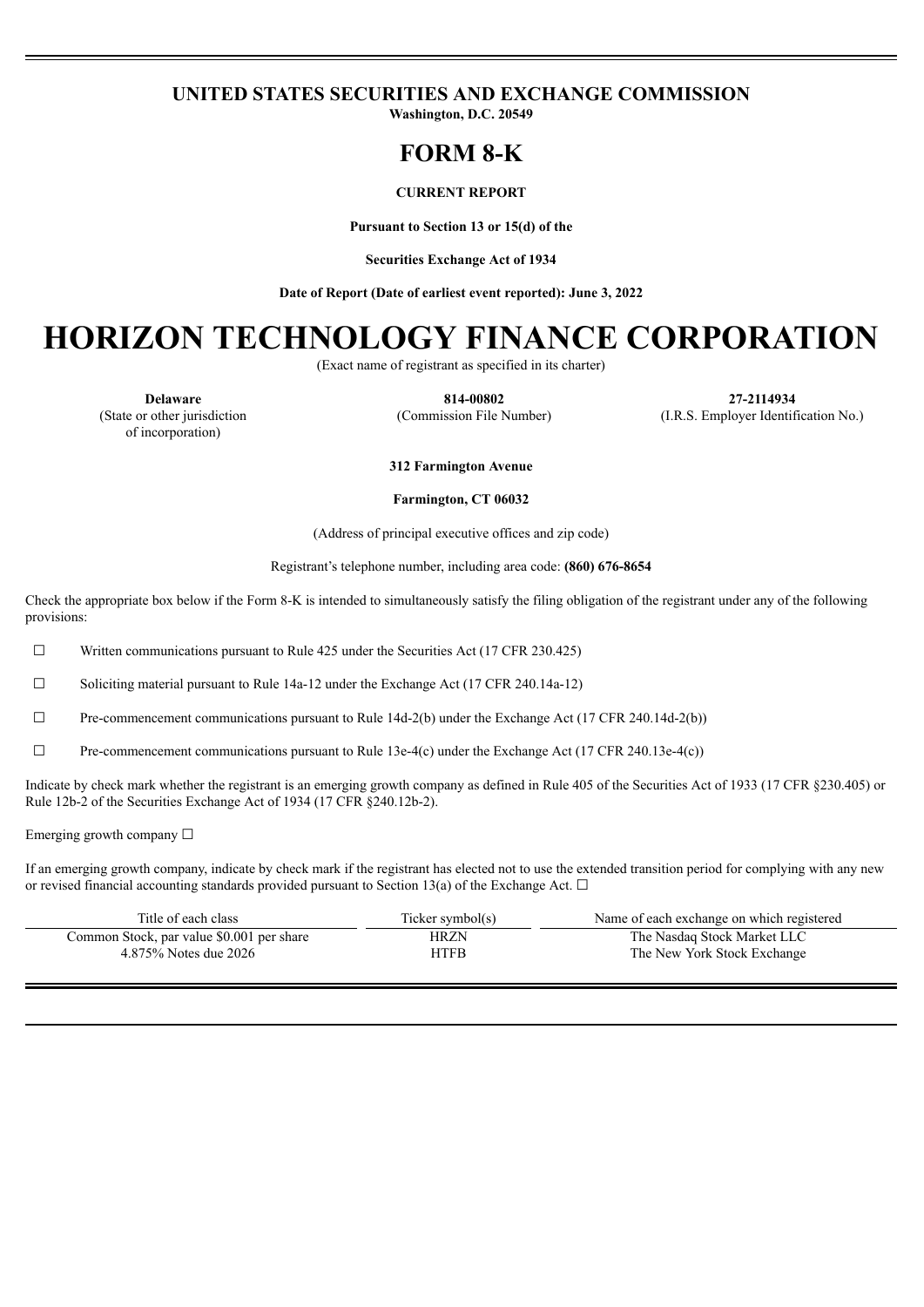**UNITED STATES SECURITIES AND EXCHANGE COMMISSION**

**Washington, D.C. 20549**

# FORM 8-K

**CURRENT REPORT**

**Pursuant to Section 13 or 15(d) of the**

**Securities Exchange Act of 1934**

**Date of Report (Date of earliest event reported): June 3, 2022**

# HORIZON TECHNOLOGY FINANCE CORPORATION

(Exact name of registrant as specified in its charter)

| **Delaware** | **814-00802** | **27-2114934** |
|---|---|---|
| (State or other jurisdiction of incorporation) | (Commission File Number) | (I.R.S. Employer Identification No.) |

**312 Farmington Avenue**

**Farmington, CT 06032**

(Address of principal executive offices and zip code)

Registrant's telephone number, including area code: **(860) 676-8654**

Check the appropriate box below if the Form 8-K is intended to simultaneously satisfy the filing obligation of the registrant under any of the following provisions:

☐ Written communications pursuant to Rule 425 under the Securities Act (17 CFR 230.425)

☐ Soliciting material pursuant to Rule 14a-12 under the Exchange Act (17 CFR 240.14a-12)

☐ Pre-commencement communications pursuant to Rule 14d-2(b) under the Exchange Act (17 CFR 240.14d-2(b))

☐ Pre-commencement communications pursuant to Rule 13e-4(c) under the Exchange Act (17 CFR 240.13e-4(c))

Indicate by check mark whether the registrant is an emerging growth company as defined in Rule 405 of the Securities Act of 1933 (17 CFR §230.405) or Rule 12b-2 of the Securities Exchange Act of 1934 (17 CFR §240.12b-2).

Emerging growth company ☐

If an emerging growth company, indicate by check mark if the registrant has elected not to use the extended transition period for complying with any new or revised financial accounting standards provided pursuant to Section 13(a) of the Exchange Act. ☐

| Title of each class | Ticker symbol(s) | Name of each exchange on which registered |
|---|---|---|
| Common Stock, par value $0.001 per share | HRZN | The Nasdaq Stock Market LLC |
| 4.875% Notes due 2026 | HTFB | The New York Stock Exchange |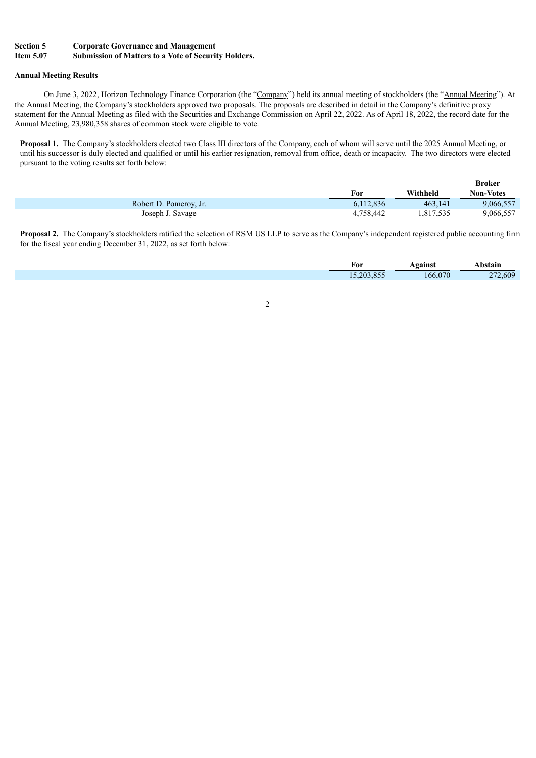**Section 5 Corporate Governance and Management**
**Item 5.07 Submission of Matters to a Vote of Security Holders.**

**Annual Meeting Results**

On June 3, 2022, Horizon Technology Finance Corporation (the "Company") held its annual meeting of stockholders (the "Annual Meeting"). At the Annual Meeting, the Company's stockholders approved two proposals. The proposals are described in detail in the Company's definitive proxy statement for the Annual Meeting as filed with the Securities and Exchange Commission on April 22, 2022. As of April 18, 2022, the record date for the Annual Meeting, 23,980,358 shares of common stock were eligible to vote.

**Proposal 1.** The Company's stockholders elected two Class III directors of the Company, each of whom will serve until the 2025 Annual Meeting, or until his successor is duly elected and qualified or until his earlier resignation, removal from office, death or incapacity. The two directors were elected pursuant to the voting results set forth below:

| | For | Withheld | Broker Non-Votes |
|---|---|---|---|
| Robert D. Pomeroy, Jr. | 6,112,836 | 463,141 | 9,066,557 |
| Joseph J. Savage | 4,758,442 | 1,817,535 | 9,066,557 |

**Proposal 2.** The Company's stockholders ratified the selection of RSM US LLP to serve as the Company's independent registered public accounting firm for the fiscal year ending December 31, 2022, as set forth below:

| For | Against | Abstain |
|---|---|---|
| 15,203,855 | 166,070 | 272,609 |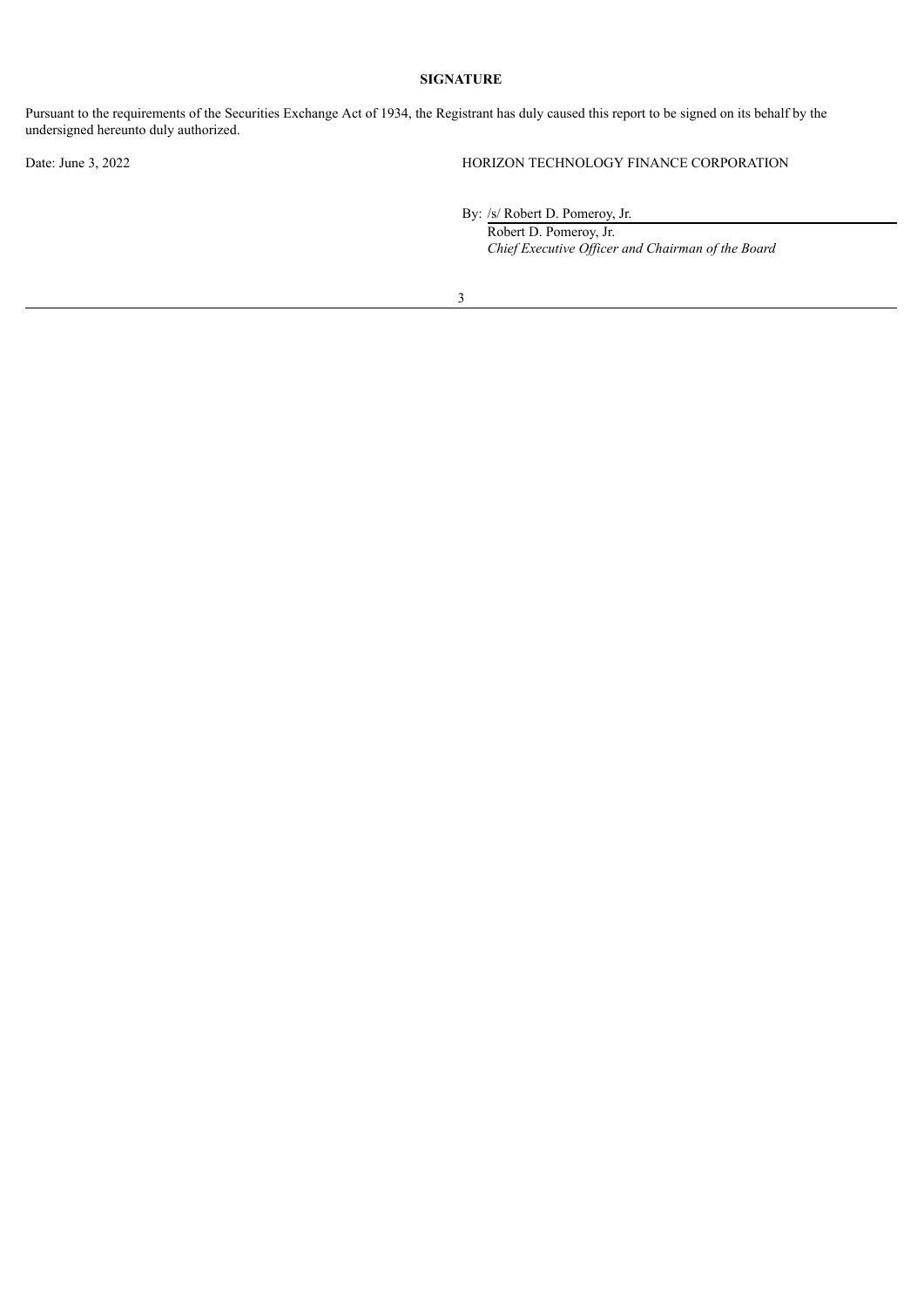**SIGNATURE**

Pursuant to the requirements of the Securities Exchange Act of 1934, the Registrant has duly caused this report to be signed on its behalf by the undersigned hereunto duly authorized.

Date: June 3, 2022

HORIZON TECHNOLOGY FINANCE CORPORATION

By: /s/ Robert D. Pomeroy, Jr.
Robert D. Pomeroy, Jr.
*Chief Executive Officer and Chairman of the Board*